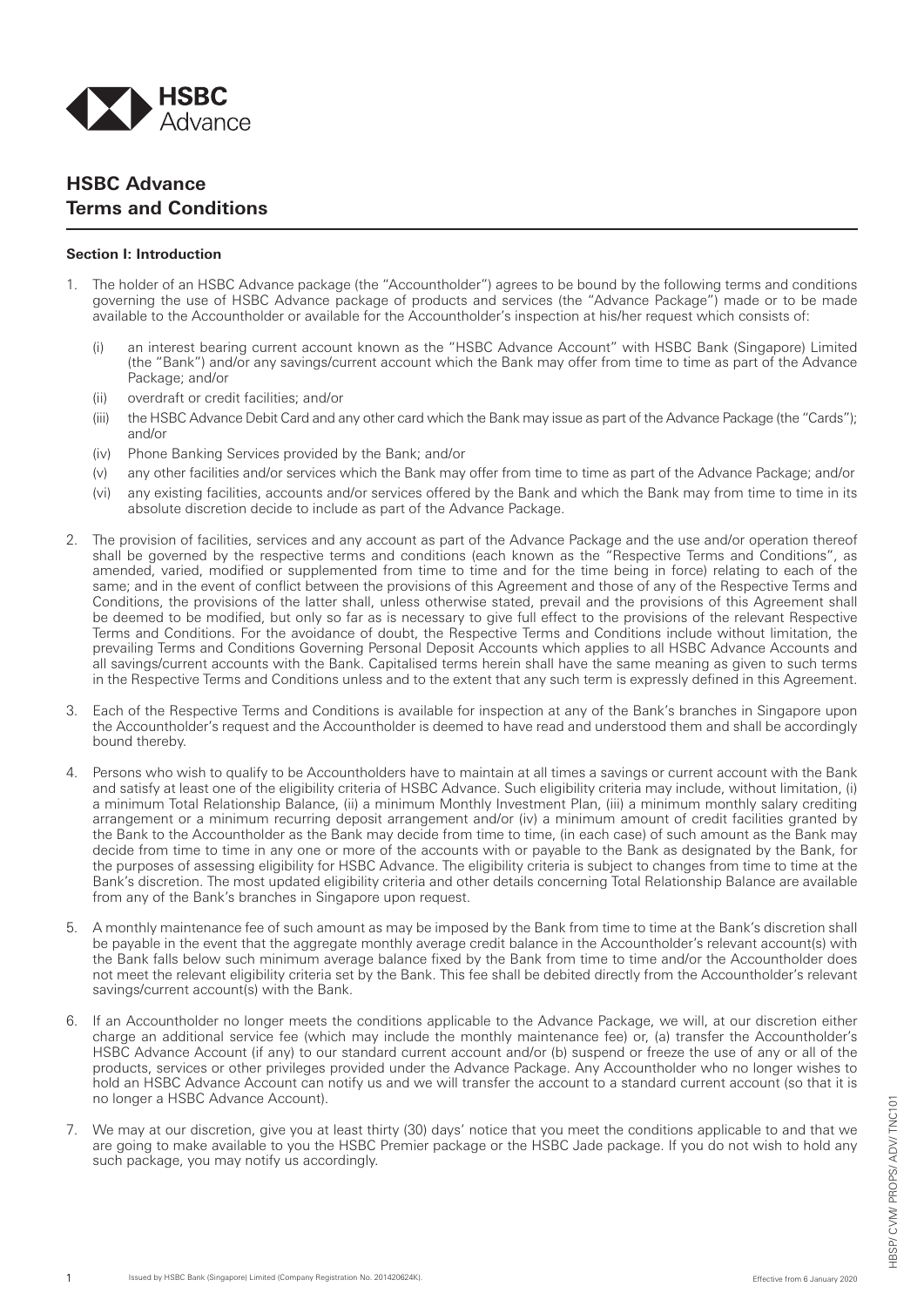# HSBC Advance Terms and Conditions

**Section I: Introduction**

1. The holder of an HSBC Advance package (the "Accountholder") agrees to be bound by the following terms and conditions governing the use of HSBC Advance package of products and services (the "Advance Package") made or to be made available to the Accountholder or available for the Accountholder's inspection at his/her request which consists of:

   (i) an interest bearing current account known as the "HSBC Advance Account" with HSBC Bank (Singapore) Limited (the "Bank") and/or any savings/current account which the Bank may offer from time to time as part of the Advance Package; and/or

   (ii) overdraft or credit facilities; and/or

   (iii) the HSBC Advance Debit Card and any other card which the Bank may issue as part of the Advance Package (the "Cards"); and/or

   (iv) Phone Banking Services provided by the Bank; and/or

   (v) any other facilities and/or services which the Bank may offer from time to time as part of the Advance Package; and/or

   (vi) any existing facilities, accounts and/or services offered by the Bank and which the Bank may from time to time in its absolute discretion decide to include as part of the Advance Package.

2. The provision of facilities, services and any account as part of the Advance Package and the use and/or operation thereof shall be governed by the respective terms and conditions (each known as the "Respective Terms and Conditions", as amended, varied, modified or supplemented from time to time and for the time being in force) relating to each of the same; and in the event of conflict between the provisions of this Agreement and those of any of the Respective Terms and Conditions, the provisions of the latter shall, unless otherwise stated, prevail and the provisions of this Agreement shall be deemed to be modified, but only so far as is necessary to give full effect to the provisions of the relevant Respective Terms and Conditions. For the avoidance of doubt, the Respective Terms and Conditions include without limitation, the prevailing Terms and Conditions Governing Personal Deposit Accounts which applies to all HSBC Advance Accounts and all savings/current accounts with the Bank. Capitalised terms herein shall have the same meaning as given to such terms in the Respective Terms and Conditions unless and to the extent that any such term is expressly defined in this Agreement.

3. Each of the Respective Terms and Conditions is available for inspection at any of the Bank's branches in Singapore upon the Accountholder's request and the Accountholder is deemed to have read and understood them and shall be accordingly bound thereby.

4. Persons who wish to qualify to be Accountholders have to maintain at all times a savings or current account with the Bank and satisfy at least one of the eligibility criteria of HSBC Advance. Such eligibility criteria may include, without limitation, (i) a minimum Total Relationship Balance, (ii) a minimum Monthly Investment Plan, (iii) a minimum monthly salary crediting arrangement or a minimum recurring deposit arrangement and/or (iv) a minimum amount of credit facilities granted by the Bank to the Accountholder as the Bank may decide from time to time, (in each case) of such amount as the Bank may decide from time to time in any one or more of the accounts with or payable to the Bank as designated by the Bank, for the purposes of assessing eligibility for HSBC Advance. The eligibility criteria is subject to changes from time to time at the Bank's discretion. The most updated eligibility criteria and other details concerning Total Relationship Balance are available from any of the Bank's branches in Singapore upon request.

5. A monthly maintenance fee of such amount as may be imposed by the Bank from time to time at the Bank's discretion shall be payable in the event that the aggregate monthly average credit balance in the Accountholder's relevant account(s) with the Bank falls below such minimum average balance fixed by the Bank from time to time and/or the Accountholder does not meet the relevant eligibility criteria set by the Bank. This fee shall be debited directly from the Accountholder's relevant savings/current account(s) with the Bank.

6. If an Accountholder no longer meets the conditions applicable to the Advance Package, we will, at our discretion either charge an additional service fee (which may include the monthly maintenance fee) or, (a) transfer the Accountholder's HSBC Advance Account (if any) to our standard current account and/or (b) suspend or freeze the use of any or all of the products, services or other privileges provided under the Advance Package. Any Accountholder who no longer wishes to hold an HSBC Advance Account can notify us and we will transfer the account to a standard current account (so that it is no longer a HSBC Advance Account).

7. We may at our discretion, give you at least thirty (30) days' notice that you meet the conditions applicable to and that we are going to make available to you the HSBC Premier package or the HSBC Jade package. If you do not wish to hold any such package, you may notify us accordingly.

Issued by HSBC Bank (Singapore) Limited (Company Registration No. 201420624K). Effective from 6 January 2020

HBSP/ CVM/ PROPS/ ADV/ TNC101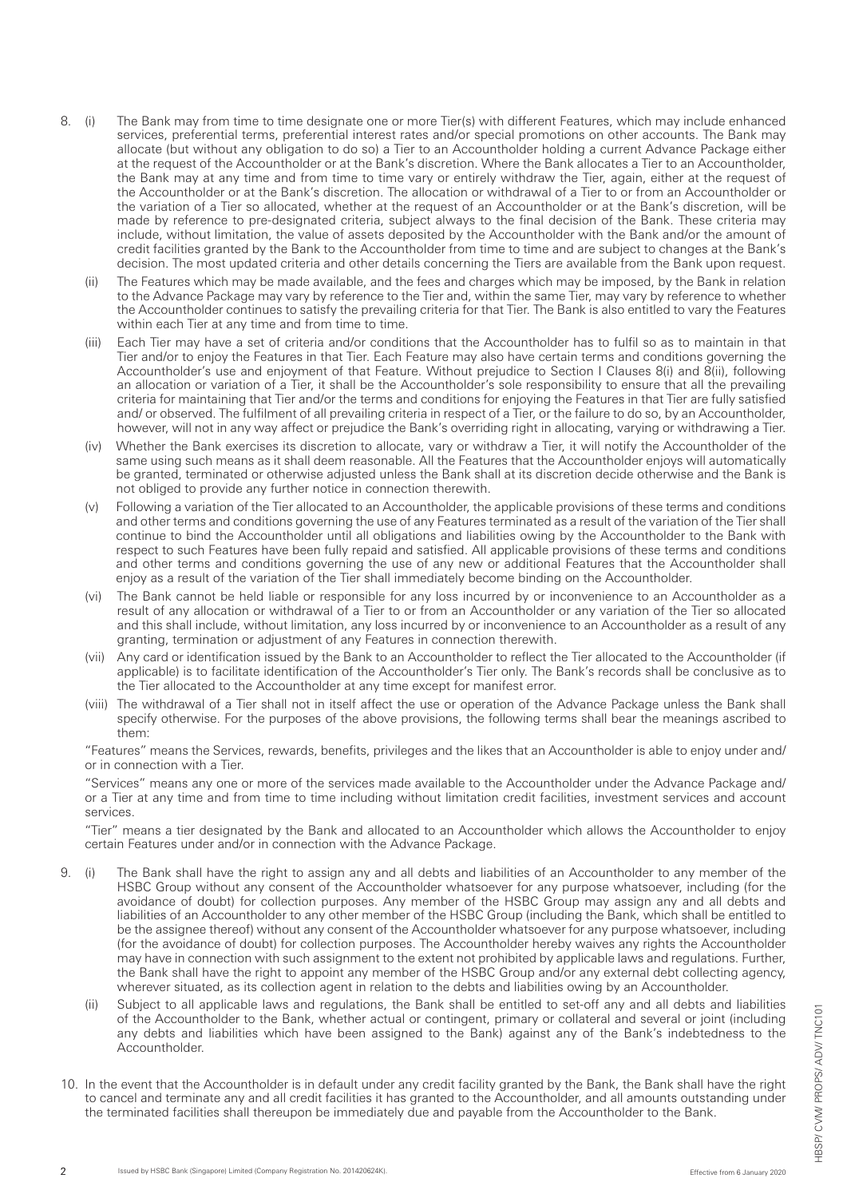8. (i) The Bank may from time to time designate one or more Tier(s) with different Features, which may include enhanced services, preferential terms, preferential interest rates and/or special promotions on other accounts. The Bank may allocate (but without any obligation to do so) a Tier to an Accountholder holding a current Advance Package either at the request of the Accountholder or at the Bank's discretion. Where the Bank allocates a Tier to an Accountholder, the Bank may at any time and from time to time vary or entirely withdraw the Tier, again, either at the request of the Accountholder or at the Bank's discretion. The allocation or withdrawal of a Tier to or from an Accountholder or the variation of a Tier so allocated, whether at the request of an Accountholder or at the Bank's discretion, will be made by reference to pre-designated criteria, subject always to the final decision of the Bank. These criteria may include, without limitation, the value of assets deposited by the Accountholder with the Bank and/or the amount of credit facilities granted by the Bank to the Accountholder from time to time and are subject to changes at the Bank's decision. The most updated criteria and other details concerning the Tiers are available from the Bank upon request.

   (ii) The Features which may be made available, and the fees and charges which may be imposed, by the Bank in relation to the Advance Package may vary by reference to the Tier and, within the same Tier, may vary by reference to whether the Accountholder continues to satisfy the prevailing criteria for that Tier. The Bank is also entitled to vary the Features within each Tier at any time and from time to time.

   (iii) Each Tier may have a set of criteria and/or conditions that the Accountholder has to fulfil so as to maintain in that Tier and/or to enjoy the Features in that Tier. Each Feature may also have certain terms and conditions governing the Accountholder's use and enjoyment of that Feature. Without prejudice to Section I Clauses 8(i) and 8(ii), following an allocation or variation of a Tier, it shall be the Accountholder's sole responsibility to ensure that all the prevailing criteria for maintaining that Tier and/or the terms and conditions for enjoying the Features in that Tier are fully satisfied and/ or observed. The fulfilment of all prevailing criteria in respect of a Tier, or the failure to do so, by an Accountholder, however, will not in any way affect or prejudice the Bank's overriding right in allocating, varying or withdrawing a Tier.

   (iv) Whether the Bank exercises its discretion to allocate, vary or withdraw a Tier, it will notify the Accountholder of the same using such means as it shall deem reasonable. All the Features that the Accountholder enjoys will automatically be granted, terminated or otherwise adjusted unless the Bank shall at its discretion decide otherwise and the Bank is not obliged to provide any further notice in connection therewith.

   (v) Following a variation of the Tier allocated to an Accountholder, the applicable provisions of these terms and conditions and other terms and conditions governing the use of any Features terminated as a result of the variation of the Tier shall continue to bind the Accountholder until all obligations and liabilities owing by the Accountholder to the Bank with respect to such Features have been fully repaid and satisfied. All applicable provisions of these terms and conditions and other terms and conditions governing the use of any new or additional Features that the Accountholder shall enjoy as a result of the variation of the Tier shall immediately become binding on the Accountholder.

   (vi) The Bank cannot be held liable or responsible for any loss incurred by or inconvenience to an Accountholder as a result of any allocation or withdrawal of a Tier to or from an Accountholder or any variation of the Tier so allocated and this shall include, without limitation, any loss incurred by or inconvenience to an Accountholder as a result of any granting, termination or adjustment of any Features in connection therewith.

   (vii) Any card or identification issued by the Bank to an Accountholder to reflect the Tier allocated to the Accountholder (if applicable) is to facilitate identification of the Accountholder's Tier only. The Bank's records shall be conclusive as to the Tier allocated to the Accountholder at any time except for manifest error.

   (viii) The withdrawal of a Tier shall not in itself affect the use or operation of the Advance Package unless the Bank shall specify otherwise. For the purposes of the above provisions, the following terms shall bear the meanings ascribed to them:

   "Features" means the Services, rewards, benefits, privileges and the likes that an Accountholder is able to enjoy under and/ or in connection with a Tier.

   "Services" means any one or more of the services made available to the Accountholder under the Advance Package and/ or a Tier at any time and from time to time including without limitation credit facilities, investment services and account services.

   "Tier" means a tier designated by the Bank and allocated to an Accountholder which allows the Accountholder to enjoy certain Features under and/or in connection with the Advance Package.

9. (i) The Bank shall have the right to assign any and all debts and liabilities of an Accountholder to any member of the HSBC Group without any consent of the Accountholder whatsoever for any purpose whatsoever, including (for the avoidance of doubt) for collection purposes. Any member of the HSBC Group may assign any and all debts and liabilities of an Accountholder to any other member of the HSBC Group (including the Bank, which shall be entitled to be the assignee thereof) without any consent of the Accountholder whatsoever for any purpose whatsoever, including (for the avoidance of doubt) for collection purposes. The Accountholder hereby waives any rights the Accountholder may have in connection with such assignment to the extent not prohibited by applicable laws and regulations. Further, the Bank shall have the right to appoint any member of the HSBC Group and/or any external debt collecting agency, wherever situated, as its collection agent in relation to the debts and liabilities owing by an Accountholder.

   (ii) Subject to all applicable laws and regulations, the Bank shall be entitled to set-off any and all debts and liabilities of the Accountholder to the Bank, whether actual or contingent, primary or collateral and several or joint (including any debts and liabilities which have been assigned to the Bank) against any of the Bank's indebtedness to the Accountholder.

10. In the event that the Accountholder is in default under any credit facility granted by the Bank, the Bank shall have the right to cancel and terminate any and all credit facilities it has granted to the Accountholder, and all amounts outstanding under the terminated facilities shall thereupon be immediately due and payable from the Accountholder to the Bank.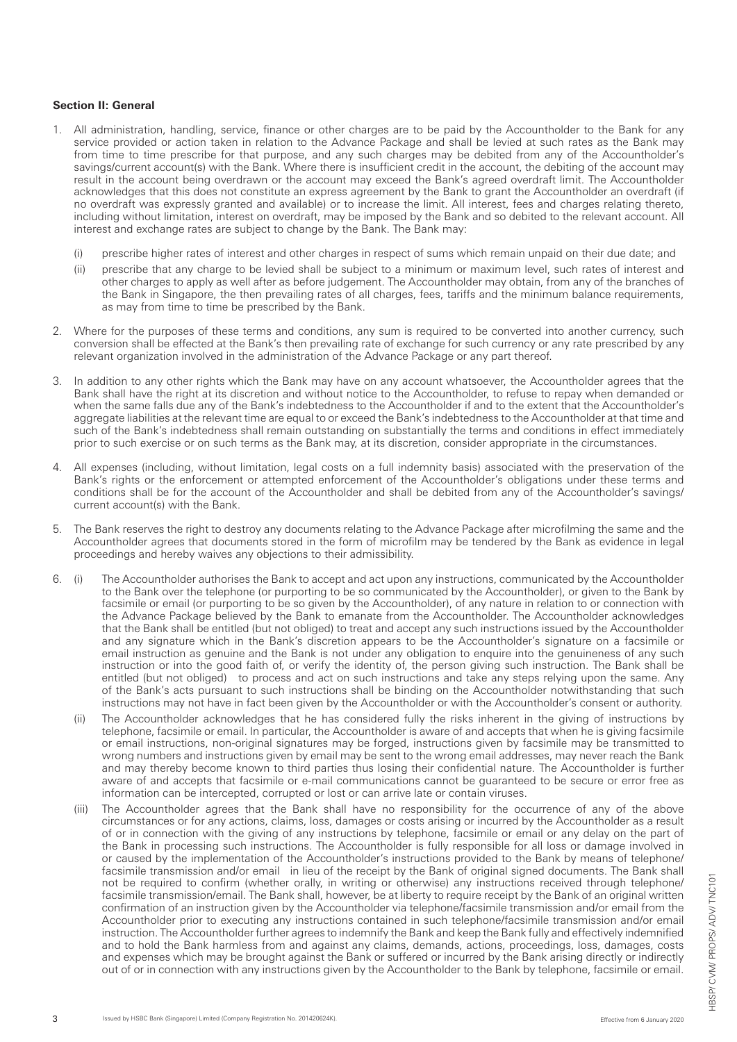**Section II: General**

1. All administration, handling, service, finance or other charges are to be paid by the Accountholder to the Bank for any service provided or action taken in relation to the Advance Package and shall be levied at such rates as the Bank may from time to time prescribe for that purpose, and any such charges may be debited from any of the Accountholder's savings/current account(s) with the Bank. Where there is insufficient credit in the account, the debiting of the account may result in the account being overdrawn or the account may exceed the Bank's agreed overdraft limit. The Accountholder acknowledges that this does not constitute an express agreement by the Bank to grant the Accountholder an overdraft (if no overdraft was expressly granted and available) or to increase the limit. All interest, fees and charges relating thereto, including without limitation, interest on overdraft, may be imposed by the Bank and so debited to the relevant account. All interest and exchange rates are subject to change by the Bank. The Bank may:
   (i) prescribe higher rates of interest and other charges in respect of sums which remain unpaid on their due date; and
   (ii) prescribe that any charge to be levied shall be subject to a minimum or maximum level, such rates of interest and other charges to apply as well after as before judgement. The Accountholder may obtain, from any of the branches of the Bank in Singapore, the then prevailing rates of all charges, fees, tariffs and the minimum balance requirements, as may from time to time be prescribed by the Bank.

2. Where for the purposes of these terms and conditions, any sum is required to be converted into another currency, such conversion shall be effected at the Bank's then prevailing rate of exchange for such currency or any rate prescribed by any relevant organization involved in the administration of the Advance Package or any part thereof.

3. In addition to any other rights which the Bank may have on any account whatsoever, the Accountholder agrees that the Bank shall have the right at its discretion and without notice to the Accountholder, to refuse to repay when demanded or when the same falls due any of the Bank's indebtedness to the Accountholder if and to the extent that the Accountholder's aggregate liabilities at the relevant time are equal to or exceed the Bank's indebtedness to the Accountholder at that time and such of the Bank's indebtedness shall remain outstanding on substantially the terms and conditions in effect immediately prior to such exercise or on such terms as the Bank may, at its discretion, consider appropriate in the circumstances.

4. All expenses (including, without limitation, legal costs on a full indemnity basis) associated with the preservation of the Bank's rights or the enforcement or attempted enforcement of the Accountholder's obligations under these terms and conditions shall be for the account of the Accountholder and shall be debited from any of the Accountholder's savings/ current account(s) with the Bank.

5. The Bank reserves the right to destroy any documents relating to the Advance Package after microfilming the same and the Accountholder agrees that documents stored in the form of microfilm may be tendered by the Bank as evidence in legal proceedings and hereby waives any objections to their admissibility.

6. (i) The Accountholder authorises the Bank to accept and act upon any instructions, communicated by the Accountholder to the Bank over the telephone (or purporting to be so communicated by the Accountholder), or given to the Bank by facsimile or email (or purporting to be so given by the Accountholder), of any nature in relation to or connection with the Advance Package believed by the Bank to emanate from the Accountholder. The Accountholder acknowledges that the Bank shall be entitled (but not obliged) to treat and accept any such instructions issued by the Accountholder and any signature which in the Bank's discretion appears to be the Accountholder's signature on a facsimile or email instruction as genuine and the Bank is not under any obligation to enquire into the genuineness of any such instruction or into the good faith of, or verify the identity of, the person giving such instruction. The Bank shall be entitled (but not obliged) to process and act on such instructions and take any steps relying upon the same. Any of the Bank's acts pursuant to such instructions shall be binding on the Accountholder notwithstanding that such instructions may not have in fact been given by the Accountholder or with the Accountholder's consent or authority.
   (ii) The Accountholder acknowledges that he has considered fully the risks inherent in the giving of instructions by telephone, facsimile or email. In particular, the Accountholder is aware of and accepts that when he is giving facsimile or email instructions, non-original signatures may be forged, instructions given by facsimile may be transmitted to wrong numbers and instructions given by email may be sent to the wrong email addresses, may never reach the Bank and may thereby become known to third parties thus losing their confidential nature. The Accountholder is further aware of and accepts that facsimile or e-mail communications cannot be guaranteed to be secure or error free as information can be intercepted, corrupted or lost or can arrive late or contain viruses.
   (iii) The Accountholder agrees that the Bank shall have no responsibility for the occurrence of any of the above circumstances or for any actions, claims, loss, damages or costs arising or incurred by the Accountholder as a result of or in connection with the giving of any instructions by telephone, facsimile or email or any delay on the part of the Bank in processing such instructions. The Accountholder is fully responsible for all loss or damage involved in or caused by the implementation of the Accountholder's instructions provided to the Bank by means of telephone/ facsimile transmission and/or email in lieu of the receipt by the Bank of original signed documents. The Bank shall not be required to confirm (whether orally, in writing or otherwise) any instructions received through telephone/ facsimile transmission/email. The Bank shall, however, be at liberty to require receipt by the Bank of an original written confirmation of an instruction given by the Accountholder via telephone/facsimile transmission and/or email from the Accountholder prior to executing any instructions contained in such telephone/facsimile transmission and/or email instruction. The Accountholder further agrees to indemnify the Bank and keep the Bank fully and effectively indemnified and to hold the Bank harmless from and against any claims, demands, actions, proceedings, loss, damages, costs and expenses which may be brought against the Bank or suffered or incurred by the Bank arising directly or indirectly out of or in connection with any instructions given by the Accountholder to the Bank by telephone, facsimile or email.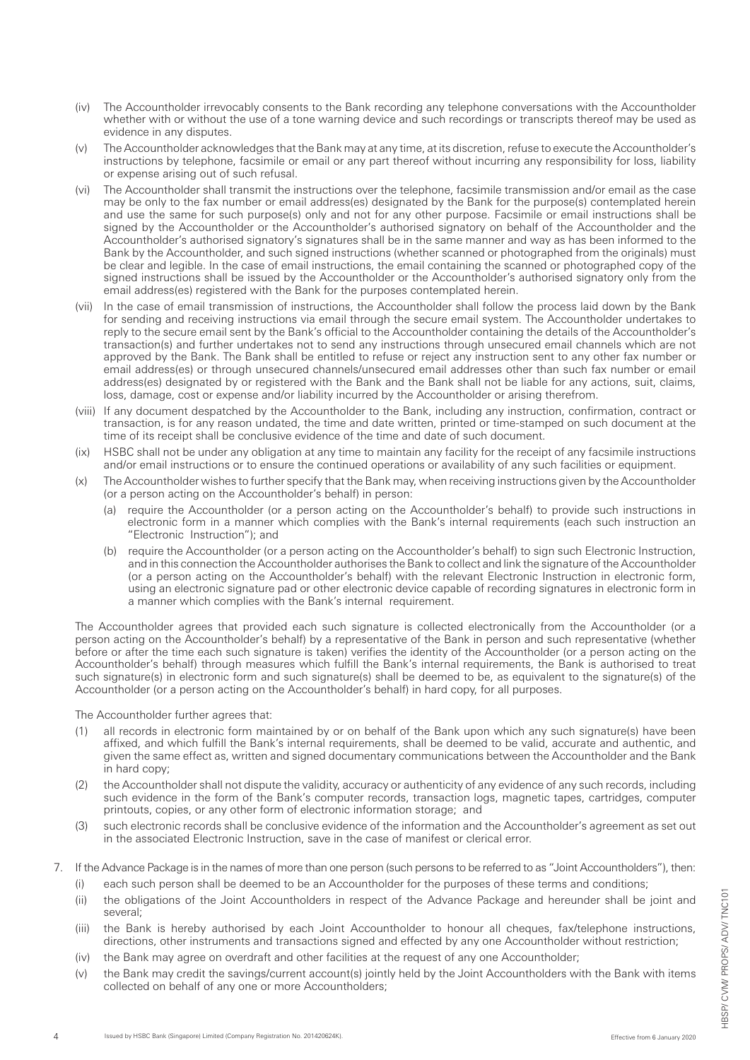(iv) The Accountholder irrevocably consents to the Bank recording any telephone conversations with the Accountholder whether with or without the use of a tone warning device and such recordings or transcripts thereof may be used as evidence in any disputes.

(v) The Accountholder acknowledges that the Bank may at any time, at its discretion, refuse to execute the Accountholder's instructions by telephone, facsimile or email or any part thereof without incurring any responsibility for loss, liability or expense arising out of such refusal.

(vi) The Accountholder shall transmit the instructions over the telephone, facsimile transmission and/or email as the case may be only to the fax number or email address(es) designated by the Bank for the purpose(s) contemplated herein and use the same for such purpose(s) only and not for any other purpose. Facsimile or email instructions shall be signed by the Accountholder or the Accountholder's authorised signatory on behalf of the Accountholder and the Accountholder's authorised signatory's signatures shall be in the same manner and way as has been informed to the Bank by the Accountholder, and such signed instructions (whether scanned or photographed from the originals) must be clear and legible. In the case of email instructions, the email containing the scanned or photographed copy of the signed instructions shall be issued by the Accountholder or the Accountholder's authorised signatory only from the email address(es) registered with the Bank for the purposes contemplated herein.

(vii) In the case of email transmission of instructions, the Accountholder shall follow the process laid down by the Bank for sending and receiving instructions via email through the secure email system. The Accountholder undertakes to reply to the secure email sent by the Bank's official to the Accountholder containing the details of the Accountholder's transaction(s) and further undertakes not to send any instructions through unsecured email channels which are not approved by the Bank. The Bank shall be entitled to refuse or reject any instruction sent to any other fax number or email address(es) or through unsecured channels/unsecured email addresses other than such fax number or email address(es) designated by or registered with the Bank and the Bank shall not be liable for any actions, suit, claims, loss, damage, cost or expense and/or liability incurred by the Accountholder or arising therefrom.

(viii) If any document despatched by the Accountholder to the Bank, including any instruction, confirmation, contract or transaction, is for any reason undated, the time and date written, printed or time-stamped on such document at the time of its receipt shall be conclusive evidence of the time and date of such document.

(ix) HSBC shall not be under any obligation at any time to maintain any facility for the receipt of any facsimile instructions and/or email instructions or to ensure the continued operations or availability of any such facilities or equipment.

(x) The Accountholder wishes to further specify that the Bank may, when receiving instructions given by the Accountholder (or a person acting on the Accountholder's behalf) in person:

  (a) require the Accountholder (or a person acting on the Accountholder's behalf) to provide such instructions in electronic form in a manner which complies with the Bank's internal requirements (each such instruction an "Electronic Instruction"); and

  (b) require the Accountholder (or a person acting on the Accountholder's behalf) to sign such Electronic Instruction, and in this connection the Accountholder authorises the Bank to collect and link the signature of the Accountholder (or a person acting on the Accountholder's behalf) with the relevant Electronic Instruction in electronic form, using an electronic signature pad or other electronic device capable of recording signatures in electronic form in a manner which complies with the Bank's internal requirement.

The Accountholder agrees that provided each such signature is collected electronically from the Accountholder (or a person acting on the Accountholder's behalf) by a representative of the Bank in person and such representative (whether before or after the time each such signature is taken) verifies the identity of the Accountholder (or a person acting on the Accountholder's behalf) through measures which fulfill the Bank's internal requirements, the Bank is authorised to treat such signature(s) in electronic form and such signature(s) shall be deemed to be, as equivalent to the signature(s) of the Accountholder (or a person acting on the Accountholder's behalf) in hard copy, for all purposes.

The Accountholder further agrees that:

(1) all records in electronic form maintained by or on behalf of the Bank upon which any such signature(s) have been affixed, and which fulfill the Bank's internal requirements, shall be deemed to be valid, accurate and authentic, and given the same effect as, written and signed documentary communications between the Accountholder and the Bank in hard copy;

(2) the Accountholder shall not dispute the validity, accuracy or authenticity of any evidence of any such records, including such evidence in the form of the Bank's computer records, transaction logs, magnetic tapes, cartridges, computer printouts, copies, or any other form of electronic information storage; and

(3) such electronic records shall be conclusive evidence of the information and the Accountholder's agreement as set out in the associated Electronic Instruction, save in the case of manifest or clerical error.

7. If the Advance Package is in the names of more than one person (such persons to be referred to as "Joint Accountholders"), then:

   (i) each such person shall be deemed to be an Accountholder for the purposes of these terms and conditions;

   (ii) the obligations of the Joint Accountholders in respect of the Advance Package and hereunder shall be joint and several;

   (iii) the Bank is hereby authorised by each Joint Accountholder to honour all cheques, fax/telephone instructions, directions, other instruments and transactions signed and effected by any one Accountholder without restriction;

   (iv) the Bank may agree on overdraft and other facilities at the request of any one Accountholder;

   (v) the Bank may credit the savings/current account(s) jointly held by the Joint Accountholders with the Bank with items collected on behalf of any one or more Accountholders;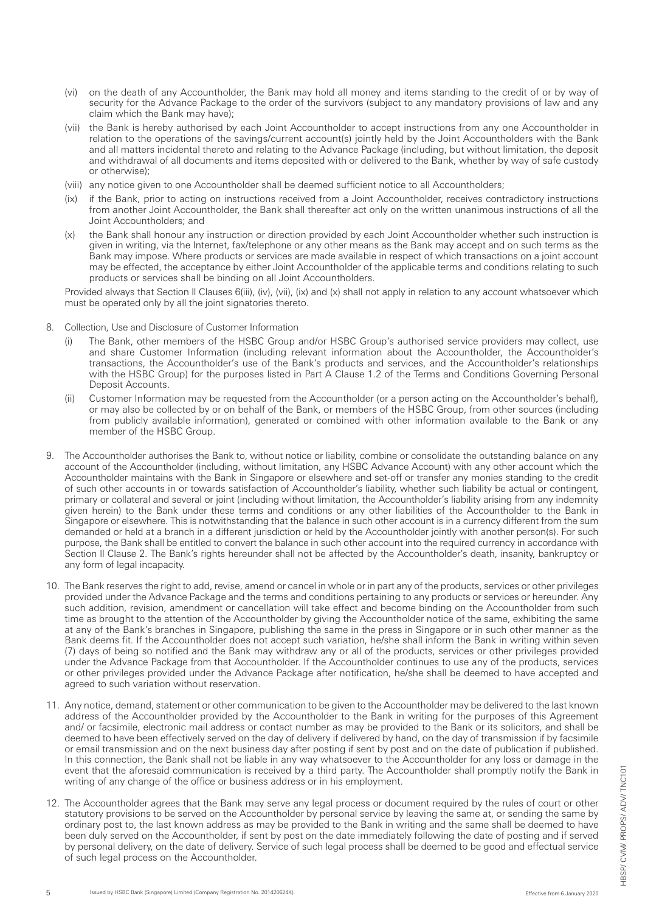(vi) on the death of any Accountholder, the Bank may hold all money and items standing to the credit of or by way of security for the Advance Package to the order of the survivors (subject to any mandatory provisions of law and any claim which the Bank may have);

(vii) the Bank is hereby authorised by each Joint Accountholder to accept instructions from any one Accountholder in relation to the operations of the savings/current account(s) jointly held by the Joint Accountholders with the Bank and all matters incidental thereto and relating to the Advance Package (including, but without limitation, the deposit and withdrawal of all documents and items deposited with or delivered to the Bank, whether by way of safe custody or otherwise);

(viii) any notice given to one Accountholder shall be deemed sufficient notice to all Accountholders;

(ix) if the Bank, prior to acting on instructions received from a Joint Accountholder, receives contradictory instructions from another Joint Accountholder, the Bank shall thereafter act only on the written unanimous instructions of all the Joint Accountholders; and

(x) the Bank shall honour any instruction or direction provided by each Joint Accountholder whether such instruction is given in writing, via the Internet, fax/telephone or any other means as the Bank may accept and on such terms as the Bank may impose. Where products or services are made available in respect of which transactions on a joint account may be effected, the acceptance by either Joint Accountholder of the applicable terms and conditions relating to such products or services shall be binding on all Joint Accountholders.

Provided always that Section II Clauses 6(iii), (iv), (vii), (ix) and (x) shall not apply in relation to any account whatsoever which must be operated only by all the joint signatories thereto.

8. Collection, Use and Disclosure of Customer Information

   (i) The Bank, other members of the HSBC Group and/or HSBC Group's authorised service providers may collect, use and share Customer Information (including relevant information about the Accountholder, the Accountholder's transactions, the Accountholder's use of the Bank's products and services, and the Accountholder's relationships with the HSBC Group) for the purposes listed in Part A Clause 1.2 of the Terms and Conditions Governing Personal Deposit Accounts.

   (ii) Customer Information may be requested from the Accountholder (or a person acting on the Accountholder's behalf), or may also be collected by or on behalf of the Bank, or members of the HSBC Group, from other sources (including from publicly available information), generated or combined with other information available to the Bank or any member of the HSBC Group.

9. The Accountholder authorises the Bank to, without notice or liability, combine or consolidate the outstanding balance on any account of the Accountholder (including, without limitation, any HSBC Advance Account) with any other account which the Accountholder maintains with the Bank in Singapore or elsewhere and set-off or transfer any monies standing to the credit of such other accounts in or towards satisfaction of Accountholder's liability, whether such liability be actual or contingent, primary or collateral and several or joint (including without limitation, the Accountholder's liability arising from any indemnity given herein) to the Bank under these terms and conditions or any other liabilities of the Accountholder to the Bank in Singapore or elsewhere. This is notwithstanding that the balance in such other account is in a currency different from the sum demanded or held at a branch in a different jurisdiction or held by the Accountholder jointly with another person(s). For such purpose, the Bank shall be entitled to convert the balance in such other account into the required currency in accordance with Section II Clause 2. The Bank's rights hereunder shall not be affected by the Accountholder's death, insanity, bankruptcy or any form of legal incapacity.

10. The Bank reserves the right to add, revise, amend or cancel in whole or in part any of the products, services or other privileges provided under the Advance Package and the terms and conditions pertaining to any products or services or hereunder. Any such addition, revision, amendment or cancellation will take effect and become binding on the Accountholder from such time as brought to the attention of the Accountholder by giving the Accountholder notice of the same, exhibiting the same at any of the Bank's branches in Singapore, publishing the same in the press in Singapore or in such other manner as the Bank deems fit. If the Accountholder does not accept such variation, he/she shall inform the Bank in writing within seven (7) days of being so notified and the Bank may withdraw any or all of the products, services or other privileges provided under the Advance Package from that Accountholder. If the Accountholder continues to use any of the products, services or other privileges provided under the Advance Package after notification, he/she shall be deemed to have accepted and agreed to such variation without reservation.

11. Any notice, demand, statement or other communication to be given to the Accountholder may be delivered to the last known address of the Accountholder provided by the Accountholder to the Bank in writing for the purposes of this Agreement and/ or facsimile, electronic mail address or contact number as may be provided to the Bank or its solicitors, and shall be deemed to have been effectively served on the day of delivery if delivered by hand, on the day of transmission if by facsimile or email transmission and on the next business day after posting if sent by post and on the date of publication if published. In this connection, the Bank shall not be liable in any way whatsoever to the Accountholder for any loss or damage in the event that the aforesaid communication is received by a third party. The Accountholder shall promptly notify the Bank in writing of any change of the office or business address or in his employment.

12. The Accountholder agrees that the Bank may serve any legal process or document required by the rules of court or other statutory provisions to be served on the Accountholder by personal service by leaving the same at, or sending the same by ordinary post to, the last known address as may be provided to the Bank in writing and the same shall be deemed to have been duly served on the Accountholder, if sent by post on the date immediately following the date of posting and if served by personal delivery, on the date of delivery. Service of such legal process shall be deemed to be good and effectual service of such legal process on the Accountholder.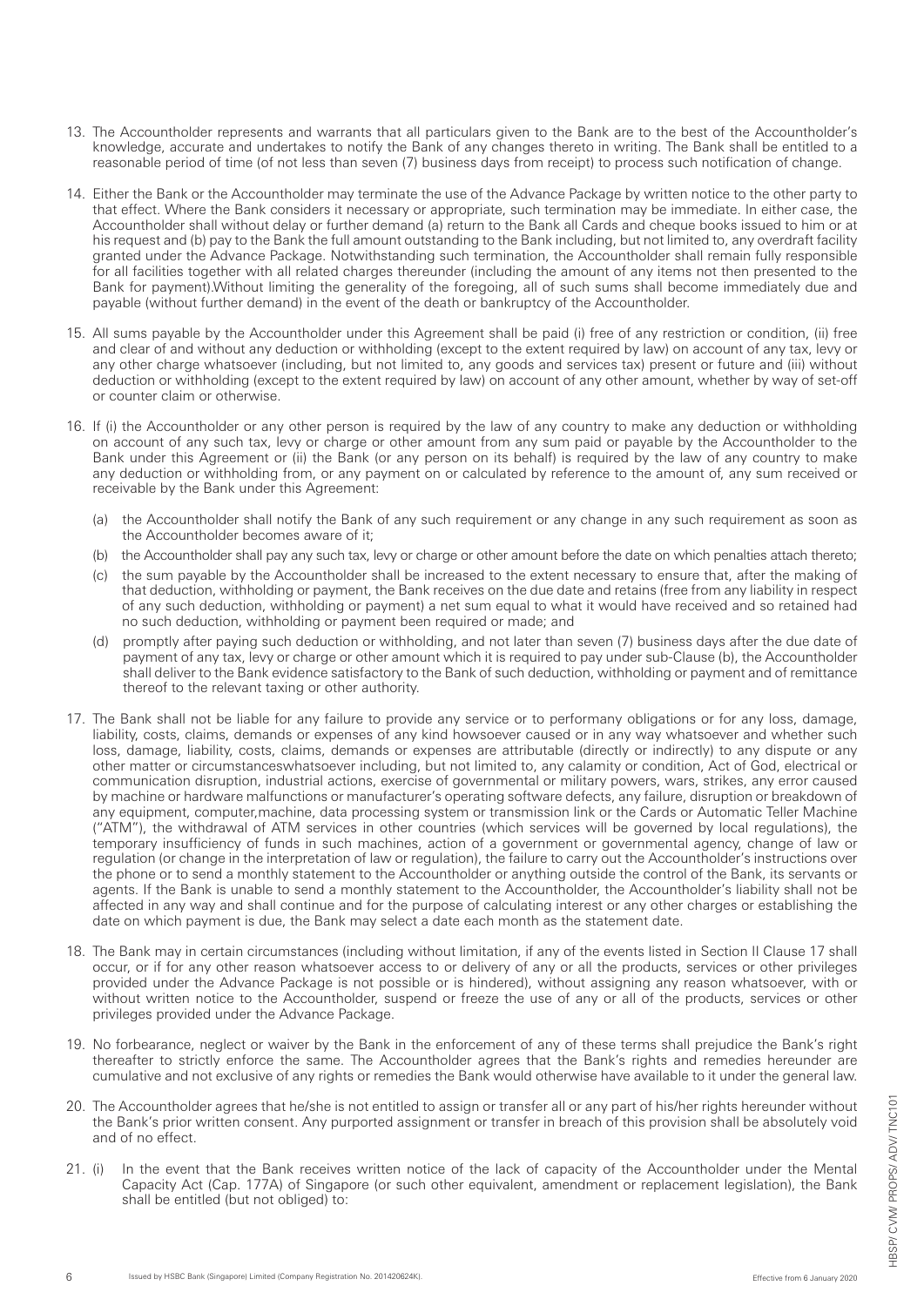13. The Accountholder represents and warrants that all particulars given to the Bank are to the best of the Accountholder's knowledge, accurate and undertakes to notify the Bank of any changes thereto in writing. The Bank shall be entitled to a reasonable period of time (of not less than seven (7) business days from receipt) to process such notification of change.

14. Either the Bank or the Accountholder may terminate the use of the Advance Package by written notice to the other party to that effect. Where the Bank considers it necessary or appropriate, such termination may be immediate. In either case, the Accountholder shall without delay or further demand (a) return to the Bank all Cards and cheque books issued to him or at his request and (b) pay to the Bank the full amount outstanding to the Bank including, but not limited to, any overdraft facility granted under the Advance Package. Notwithstanding such termination, the Accountholder shall remain fully responsible for all facilities together with all related charges thereunder (including the amount of any items not then presented to the Bank for payment).Without limiting the generality of the foregoing, all of such sums shall become immediately due and payable (without further demand) in the event of the death or bankruptcy of the Accountholder.

15. All sums payable by the Accountholder under this Agreement shall be paid (i) free of any restriction or condition, (ii) free and clear of and without any deduction or withholding (except to the extent required by law) on account of any tax, levy or any other charge whatsoever (including, but not limited to, any goods and services tax) present or future and (iii) without deduction or withholding (except to the extent required by law) on account of any other amount, whether by way of set-off or counter claim or otherwise.

16. If (i) the Accountholder or any other person is required by the law of any country to make any deduction or withholding on account of any such tax, levy or charge or other amount from any sum paid or payable by the Accountholder to the Bank under this Agreement or (ii) the Bank (or any person on its behalf) is required by the law of any country to make any deduction or withholding from, or any payment on or calculated by reference to the amount of, any sum received or receivable by the Bank under this Agreement:

    (a) the Accountholder shall notify the Bank of any such requirement or any change in any such requirement as soon as the Accountholder becomes aware of it;

    (b) the Accountholder shall pay any such tax, levy or charge or other amount before the date on which penalties attach thereto;

    (c) the sum payable by the Accountholder shall be increased to the extent necessary to ensure that, after the making of that deduction, withholding or payment, the Bank receives on the due date and retains (free from any liability in respect of any such deduction, withholding or payment) a net sum equal to what it would have received and so retained had no such deduction, withholding or payment been required or made; and

    (d) promptly after paying such deduction or withholding, and not later than seven (7) business days after the due date of payment of any tax, levy or charge or other amount which it is required to pay under sub-Clause (b), the Accountholder shall deliver to the Bank evidence satisfactory to the Bank of such deduction, withholding or payment and of remittance thereof to the relevant taxing or other authority.

17. The Bank shall not be liable for any failure to provide any service or to performany obligations or for any loss, damage, liability, costs, claims, demands or expenses of any kind howsoever caused or in any way whatsoever and whether such loss, damage, liability, costs, claims, demands or expenses are attributable (directly or indirectly) to any dispute or any other matter or circumstanceswhatsoever including, but not limited to, any calamity or condition, Act of God, electrical or communication disruption, industrial actions, exercise of governmental or military powers, wars, strikes, any error caused by machine or hardware malfunctions or manufacturer's operating software defects, any failure, disruption or breakdown of any equipment, computer,machine, data processing system or transmission link or the Cards or Automatic Teller Machine ("ATM"), the withdrawal of ATM services in other countries (which services will be governed by local regulations), the temporary insufficiency of funds in such machines, action of a government or governmental agency, change of law or regulation (or change in the interpretation of law or regulation), the failure to carry out the Accountholder's instructions over the phone or to send a monthly statement to the Accountholder or anything outside the control of the Bank, its servants or agents. If the Bank is unable to send a monthly statement to the Accountholder, the Accountholder's liability shall not be affected in any way and shall continue and for the purpose of calculating interest or any other charges or establishing the date on which payment is due, the Bank may select a date each month as the statement date.

18. The Bank may in certain circumstances (including without limitation, if any of the events listed in Section II Clause 17 shall occur, or if for any other reason whatsoever access to or delivery of any or all the products, services or other privileges provided under the Advance Package is not possible or is hindered), without assigning any reason whatsoever, with or without written notice to the Accountholder, suspend or freeze the use of any or all of the products, services or other privileges provided under the Advance Package.

19. No forbearance, neglect or waiver by the Bank in the enforcement of any of these terms shall prejudice the Bank's right thereafter to strictly enforce the same. The Accountholder agrees that the Bank's rights and remedies hereunder are cumulative and not exclusive of any rights or remedies the Bank would otherwise have available to it under the general law.

20. The Accountholder agrees that he/she is not entitled to assign or transfer all or any part of his/her rights hereunder without the Bank's prior written consent. Any purported assignment or transfer in breach of this provision shall be absolutely void and of no effect.

21. (i) In the event that the Bank receives written notice of the lack of capacity of the Accountholder under the Mental Capacity Act (Cap. 177A) of Singapore (or such other equivalent, amendment or replacement legislation), the Bank shall be entitled (but not obliged) to:

Issued by HSBC Bank (Singapore) Limited (Company Registration No. 201420624K).

Effective from 6 January 2020

HBSP/ CVM/ PROPS/ ADV/ TNC101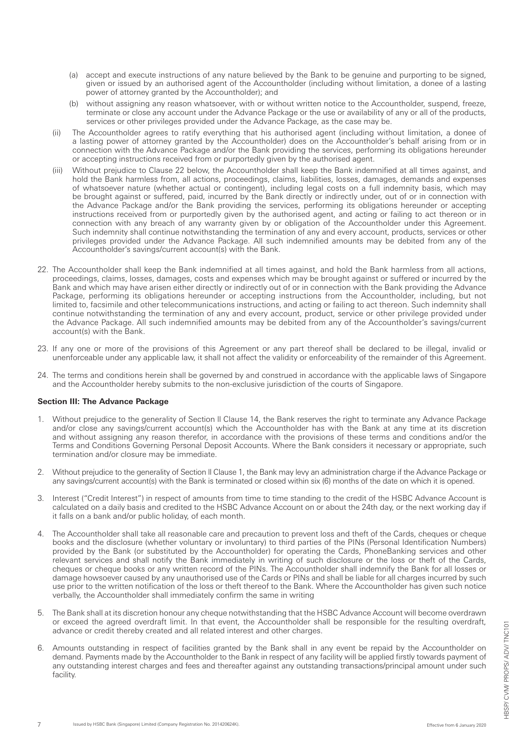(a) accept and execute instructions of any nature believed by the Bank to be genuine and purporting to be signed, given or issued by an authorised agent of the Accountholder (including without limitation, a donee of a lasting power of attorney granted by the Accountholder); and

(b) without assigning any reason whatsoever, with or without written notice to the Accountholder, suspend, freeze, terminate or close any account under the Advance Package or the use or availability of any or all of the products, services or other privileges provided under the Advance Package, as the case may be.

(ii) The Accountholder agrees to ratify everything that his authorised agent (including without limitation, a donee of a lasting power of attorney granted by the Accountholder) does on the Accountholder's behalf arising from or in connection with the Advance Package and/or the Bank providing the services, performing its obligations hereunder or accepting instructions received from or purportedly given by the authorised agent.

(iii) Without prejudice to Clause 22 below, the Accountholder shall keep the Bank indemnified at all times against, and hold the Bank harmless from, all actions, proceedings, claims, liabilities, losses, damages, demands and expenses of whatsoever nature (whether actual or contingent), including legal costs on a full indemnity basis, which may be brought against or suffered, paid, incurred by the Bank directly or indirectly under, out of or in connection with the Advance Package and/or the Bank providing the services, performing its obligations hereunder or accepting instructions received from or purportedly given by the authorised agent, and acting or failing to act thereon or in connection with any breach of any warranty given by or obligation of the Accountholder under this Agreement. Such indemnity shall continue notwithstanding the termination of any and every account, products, services or other privileges provided under the Advance Package. All such indemnified amounts may be debited from any of the Accountholder's savings/current account(s) with the Bank.

22. The Accountholder shall keep the Bank indemnified at all times against, and hold the Bank harmless from all actions, proceedings, claims, losses, damages, costs and expenses which may be brought against or suffered or incurred by the Bank and which may have arisen either directly or indirectly out of or in connection with the Bank providing the Advance Package, performing its obligations hereunder or accepting instructions from the Accountholder, including, but not limited to, facsimile and other telecommunications instructions, and acting or failing to act thereon. Such indemnity shall continue notwithstanding the termination of any and every account, product, service or other privilege provided under the Advance Package. All such indemnified amounts may be debited from any of the Accountholder's savings/current account(s) with the Bank.

23. If any one or more of the provisions of this Agreement or any part thereof shall be declared to be illegal, invalid or unenforceable under any applicable law, it shall not affect the validity or enforceability of the remainder of this Agreement.

24. The terms and conditions herein shall be governed by and construed in accordance with the applicable laws of Singapore and the Accountholder hereby submits to the non-exclusive jurisdiction of the courts of Singapore.

**Section III: The Advance Package**

1. Without prejudice to the generality of Section II Clause 14, the Bank reserves the right to terminate any Advance Package and/or close any savings/current account(s) which the Accountholder has with the Bank at any time at its discretion and without assigning any reason therefor, in accordance with the provisions of these terms and conditions and/or the Terms and Conditions Governing Personal Deposit Accounts. Where the Bank considers it necessary or appropriate, such termination and/or closure may be immediate.

2. Without prejudice to the generality of Section II Clause 1, the Bank may levy an administration charge if the Advance Package or any savings/current account(s) with the Bank is terminated or closed within six (6) months of the date on which it is opened.

3. Interest ("Credit Interest") in respect of amounts from time to time standing to the credit of the HSBC Advance Account is calculated on a daily basis and credited to the HSBC Advance Account on or about the 24th day, or the next working day if it falls on a bank and/or public holiday, of each month.

4. The Accountholder shall take all reasonable care and precaution to prevent loss and theft of the Cards, cheques or cheque books and the disclosure (whether voluntary or involuntary) to third parties of the PINs (Personal Identification Numbers) provided by the Bank (or substituted by the Accountholder) for operating the Cards, PhoneBanking services and other relevant services and shall notify the Bank immediately in writing of such disclosure or the loss or theft of the Cards, cheques or cheque books or any written record of the PINs. The Accountholder shall indemnify the Bank for all losses or damage howsoever caused by any unauthorised use of the Cards or PINs and shall be liable for all charges incurred by such use prior to the written notification of the loss or theft thereof to the Bank. Where the Accountholder has given such notice verbally, the Accountholder shall immediately confirm the same in writing

5. The Bank shall at its discretion honour any cheque notwithstanding that the HSBC Advance Account will become overdrawn or exceed the agreed overdraft limit. In that event, the Accountholder shall be responsible for the resulting overdraft, advance or credit thereby created and all related interest and other charges.

6. Amounts outstanding in respect of facilities granted by the Bank shall in any event be repaid by the Accountholder on demand. Payments made by the Accountholder to the Bank in respect of any facility will be applied firstly towards payment of any outstanding interest charges and fees and thereafter against any outstanding transactions/principal amount under such facility.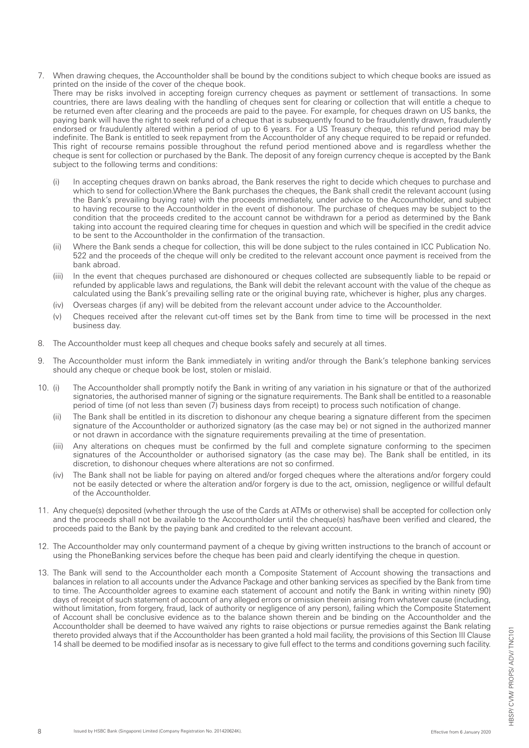7. When drawing cheques, the Accountholder shall be bound by the conditions subject to which cheque books are issued as printed on the inside of the cover of the cheque book.

   There may be risks involved in accepting foreign currency cheques as payment or settlement of transactions. In some countries, there are laws dealing with the handling of cheques sent for clearing or collection that will entitle a cheque to be returned even after clearing and the proceeds are paid to the payee. For example, for cheques drawn on US banks, the paying bank will have the right to seek refund of a cheque that is subsequently found to be fraudulently drawn, fraudulently endorsed or fraudulently altered within a period of up to 6 years. For a US Treasury cheque, this refund period may be indefinite. The Bank is entitled to seek repayment from the Accountholder of any cheque required to be repaid or refunded. This right of recourse remains possible throughout the refund period mentioned above and is regardless whether the cheque is sent for collection or purchased by the Bank. The deposit of any foreign currency cheque is accepted by the Bank subject to the following terms and conditions:

   (i) In accepting cheques drawn on banks abroad, the Bank reserves the right to decide which cheques to purchase and which to send for collection.Where the Bank purchases the cheques, the Bank shall credit the relevant account (using the Bank's prevailing buying rate) with the proceeds immediately, under advice to the Accountholder, and subject to having recourse to the Accountholder in the event of dishonour. The purchase of cheques may be subject to the condition that the proceeds credited to the account cannot be withdrawn for a period as determined by the Bank taking into account the required clearing time for cheques in question and which will be specified in the credit advice to be sent to the Accountholder in the confirmation of the transaction.

   (ii) Where the Bank sends a cheque for collection, this will be done subject to the rules contained in ICC Publication No. 522 and the proceeds of the cheque will only be credited to the relevant account once payment is received from the bank abroad.

   (iii) In the event that cheques purchased are dishonoured or cheques collected are subsequently liable to be repaid or refunded by applicable laws and regulations, the Bank will debit the relevant account with the value of the cheque as calculated using the Bank's prevailing selling rate or the original buying rate, whichever is higher, plus any charges.

   (iv) Overseas charges (if any) will be debited from the relevant account under advice to the Accountholder.

   (v) Cheques received after the relevant cut-off times set by the Bank from time to time will be processed in the next business day.

8. The Accountholder must keep all cheques and cheque books safely and securely at all times.

9. The Accountholder must inform the Bank immediately in writing and/or through the Bank's telephone banking services should any cheque or cheque book be lost, stolen or mislaid.

10. (i) The Accountholder shall promptly notify the Bank in writing of any variation in his signature or that of the authorized signatories, the authorised manner of signing or the signature requirements. The Bank shall be entitled to a reasonable period of time (of not less than seven (7) business days from receipt) to process such notification of change.

    (ii) The Bank shall be entitled in its discretion to dishonour any cheque bearing a signature different from the specimen signature of the Accountholder or authorized signatory (as the case may be) or not signed in the authorized manner or not drawn in accordance with the signature requirements prevailing at the time of presentation.

    (iii) Any alterations on cheques must be confirmed by the full and complete signature conforming to the specimen signatures of the Accountholder or authorised signatory (as the case may be). The Bank shall be entitled, in its discretion, to dishonour cheques where alterations are not so confirmed.

    (iv) The Bank shall not be liable for paying on altered and/or forged cheques where the alterations and/or forgery could not be easily detected or where the alteration and/or forgery is due to the act, omission, negligence or willful default of the Accountholder.

11. Any cheque(s) deposited (whether through the use of the Cards at ATMs or otherwise) shall be accepted for collection only and the proceeds shall not be available to the Accountholder until the cheque(s) has/have been verified and cleared, the proceeds paid to the Bank by the paying bank and credited to the relevant account.

12. The Accountholder may only countermand payment of a cheque by giving written instructions to the branch of account or using the PhoneBanking services before the cheque has been paid and clearly identifying the cheque in question.

13. The Bank will send to the Accountholder each month a Composite Statement of Account showing the transactions and balances in relation to all accounts under the Advance Package and other banking services as specified by the Bank from time to time. The Accountholder agrees to examine each statement of account and notify the Bank in writing within ninety (90) days of receipt of such statement of account of any alleged errors or omission therein arising from whatever cause (including, without limitation, from forgery, fraud, lack of authority or negligence of any person), failing which the Composite Statement of Account shall be conclusive evidence as to the balance shown therein and be binding on the Accountholder and the Accountholder shall be deemed to have waived any rights to raise objections or pursue remedies against the Bank relating thereto provided always that if the Accountholder has been granted a hold mail facility, the provisions of this Section III Clause 14 shall be deemed to be modified insofar as is necessary to give full effect to the terms and conditions governing such facility.

Issued by HSBC Bank (Singapore) Limited (Company Registration No. 201420624K).

Effective from 6 January 2020

HBSP/ CVM/ PROPS/ ADV/ TNC101